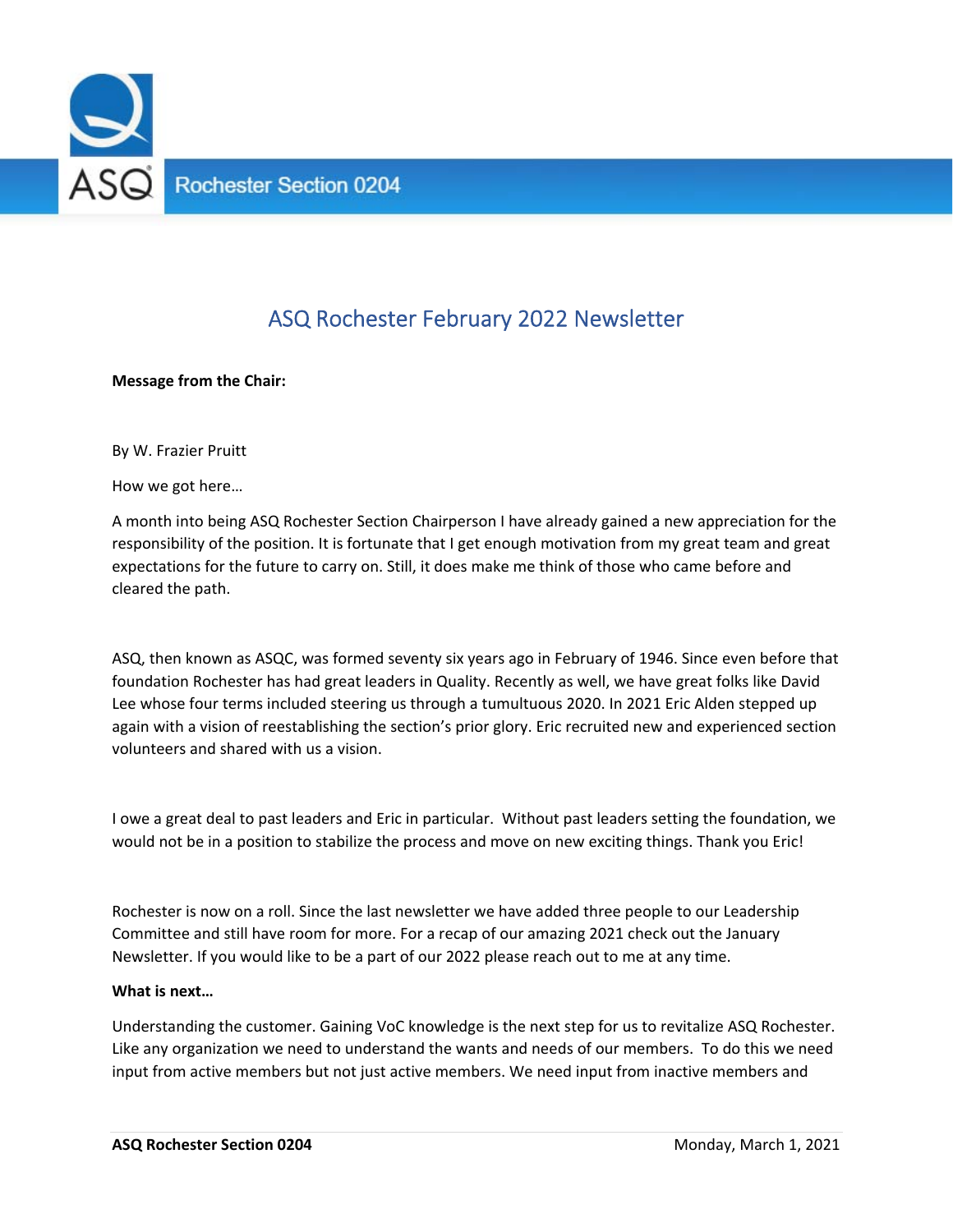ASQ Rochester Section 0204

# ASQ Rochester February 2022 Newsletter

**Message from the Chair:**

By W. Frazier Pruitt

How we got here…

A month into being ASQ Rochester Section Chairperson I have already gained a new appreciation for the responsibility of the position. It is fortunate that I get enough motivation from my great team and great expectations for the future to carry on. Still, it does make me think of those who came before and cleared the path.

ASQ, then known as ASQC, was formed seventy six years ago in February of 1946. Since even before that foundation Rochester has had great leaders in Quality. Recently as well, we have great folks like David Lee whose four terms included steering us through a tumultuous 2020. In 2021 Eric Alden stepped up again with a vision of reestablishing the section's prior glory. Eric recruited new and experienced section volunteers and shared with us a vision.

I owe a great deal to past leaders and Eric in particular. Without past leaders setting the foundation, we would not be in a position to stabilize the process and move on new exciting things. Thank you Eric!

Rochester is now on a roll. Since the last newsletter we have added three people to our Leadership Committee and still have room for more. For a recap of our amazing 2021 check out the January Newsletter. If you would like to be a part of our 2022 please reach out to me at any time.

**What is next…**

Understanding the customer. Gaining VoC knowledge is the next step for us to revitalize ASQ Rochester. Like any organization we need to understand the wants and needs of our members. To do this we need input from active members but not just active members. We need input from inactive members and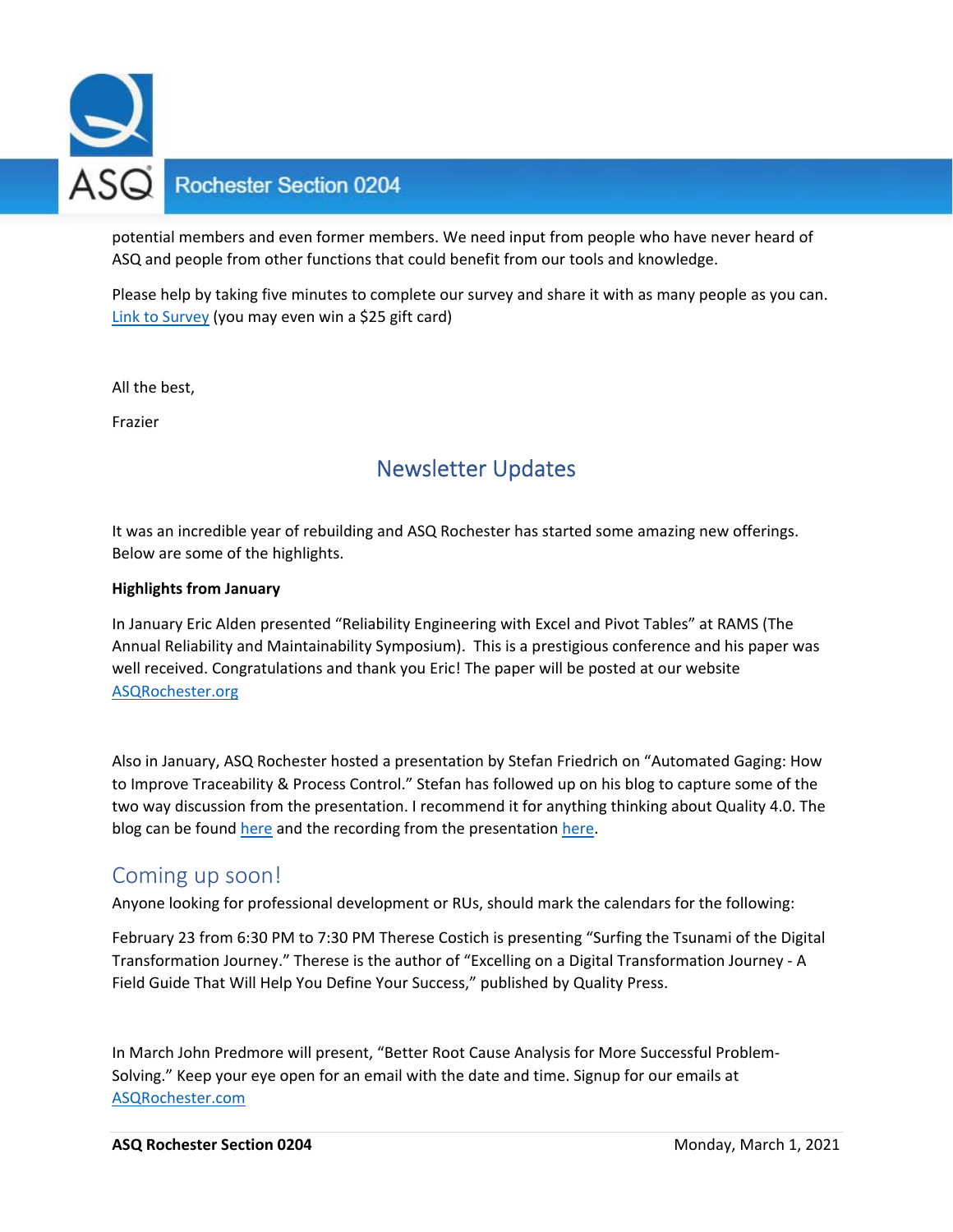potential members and even former members. We need input from people who have never heard of ASQ and people from other functions that could benefit from our tools and knowledge.

Please help by taking five minutes to complete our survey and share it with as many people as you can. Link to Survey (you may even win a $25 gift card)

All the best,

Frazier

## Newsletter Updates

It was an incredible year of rebuilding and ASQ Rochester has started some amazing new offerings. Below are some of the highlights.

**Highlights from January**

In January Eric Alden presented "Reliability Engineering with Excel and Pivot Tables" at RAMS (The Annual Reliability and Maintainability Symposium). This is a prestigious conference and his paper was well received. Congratulations and thank you Eric! The paper will be posted at our website ASQRochester.org

Also in January, ASQ Rochester hosted a presentation by Stefan Friedrich on "Automated Gaging: How to Improve Traceability & Process Control." Stefan has followed up on his blog to capture some of the two way discussion from the presentation. I recommend it for anything thinking about Quality 4.0. The blog can be found here and the recording from the presentation here.

## Coming up soon!

Anyone looking for professional development or RUs, should mark the calendars for the following:

February 23 from 6:30 PM to 7:30 PM Therese Costich is presenting "Surfing the Tsunami of the Digital Transformation Journey." Therese is the author of "Excelling on a Digital Transformation Journey - A Field Guide That Will Help You Define Your Success," published by Quality Press.

In March John Predmore will present, "Better Root Cause Analysis for More Successful Problem-Solving." Keep your eye open for an email with the date and time. Signup for our emails at ASQRochester.com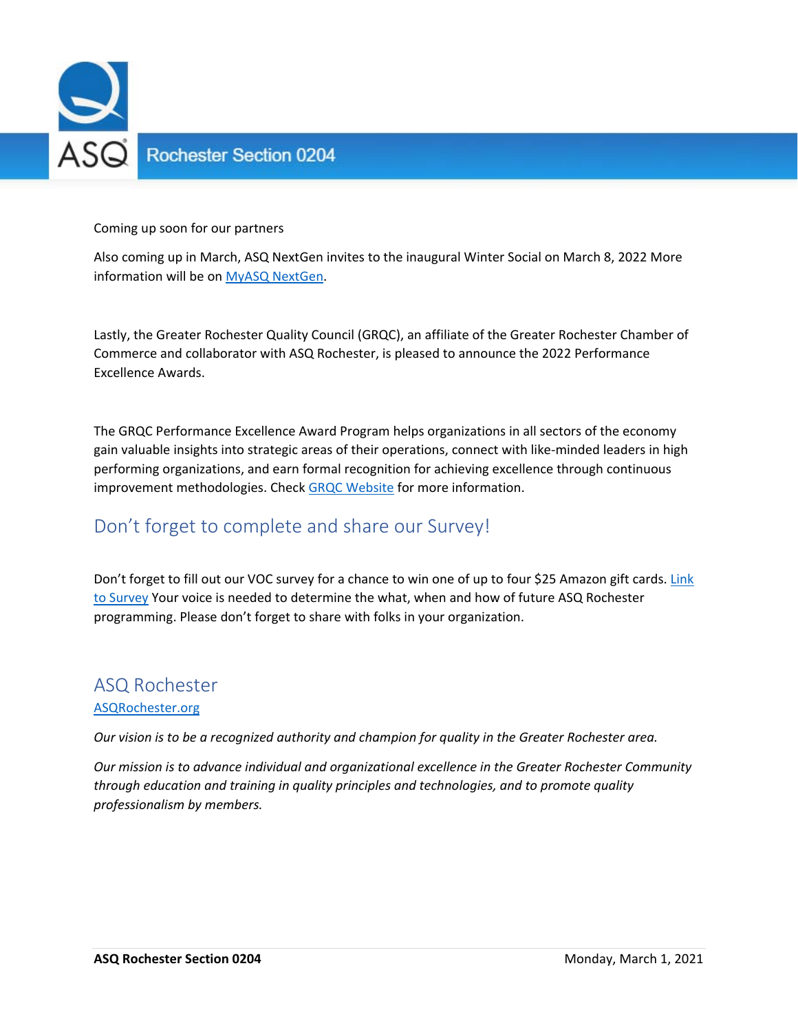Coming up soon for our partners

Also coming up in March, ASQ NextGen invites to the inaugural Winter Social on March 8, 2022 More information will be on MyASQ NextGen.

Lastly, the Greater Rochester Quality Council (GRQC), an affiliate of the Greater Rochester Chamber of Commerce and collaborator with ASQ Rochester, is pleased to announce the 2022 Performance Excellence Awards.

The GRQC Performance Excellence Award Program helps organizations in all sectors of the economy gain valuable insights into strategic areas of their operations, connect with like-minded leaders in high performing organizations, and earn formal recognition for achieving excellence through continuous improvement methodologies. Check GRQC Website for more information.

## Don't forget to complete and share our Survey!

Don't forget to fill out our VOC survey for a chance to win one of up to four $25 Amazon gift cards. Link to Survey Your voice is needed to determine the what, when and how of future ASQ Rochester programming. Please don't forget to share with folks in your organization.

## ASQ Rochester

ASQRochester.org

*Our vision is to be a recognized authority and champion for quality in the Greater Rochester area.*

*Our mission is to advance individual and organizational excellence in the Greater Rochester Community through education and training in quality principles and technologies, and to promote quality professionalism by members.*